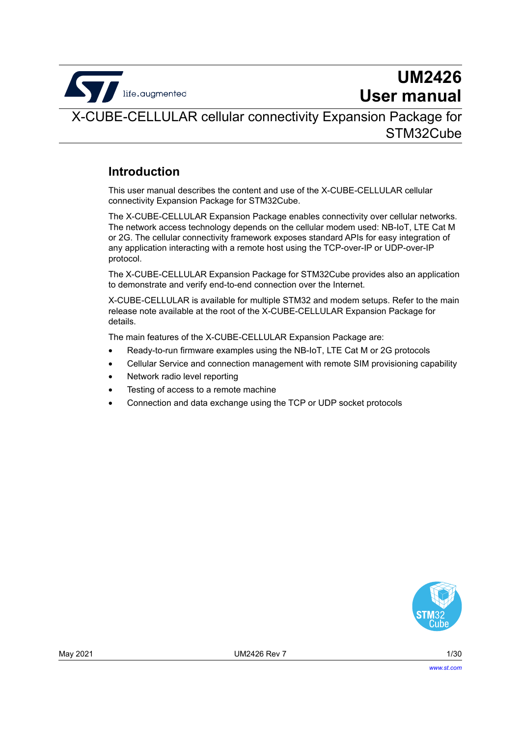# UM2426
# User manual

## X-CUBE-CELLULAR cellular connectivity Expansion Package for STM32Cube

## Introduction

This user manual describes the content and use of the X-CUBE-CELLULAR cellular connectivity Expansion Package for STM32Cube.

The X-CUBE-CELLULAR Expansion Package enables connectivity over cellular networks. The network access technology depends on the cellular modem used: NB-IoT, LTE Cat M or 2G. The cellular connectivity framework exposes standard APIs for easy integration of any application interacting with a remote host using the TCP-over-IP or UDP-over-IP protocol.

The X-CUBE-CELLULAR Expansion Package for STM32Cube provides also an application to demonstrate and verify end-to-end connection over the Internet.

X-CUBE-CELLULAR is available for multiple STM32 and modem setups. Refer to the main release note available at the root of the X-CUBE-CELLULAR Expansion Package for details.

The main features of the X-CUBE-CELLULAR Expansion Package are:

- Ready-to-run firmware examples using the NB-IoT, LTE Cat M or 2G protocols
- Cellular Service and connection management with remote SIM provisioning capability
- Network radio level reporting
- Testing of access to a remote machine
- Connection and data exchange using the TCP or UDP socket protocols

May 2021 UM2426 Rev 7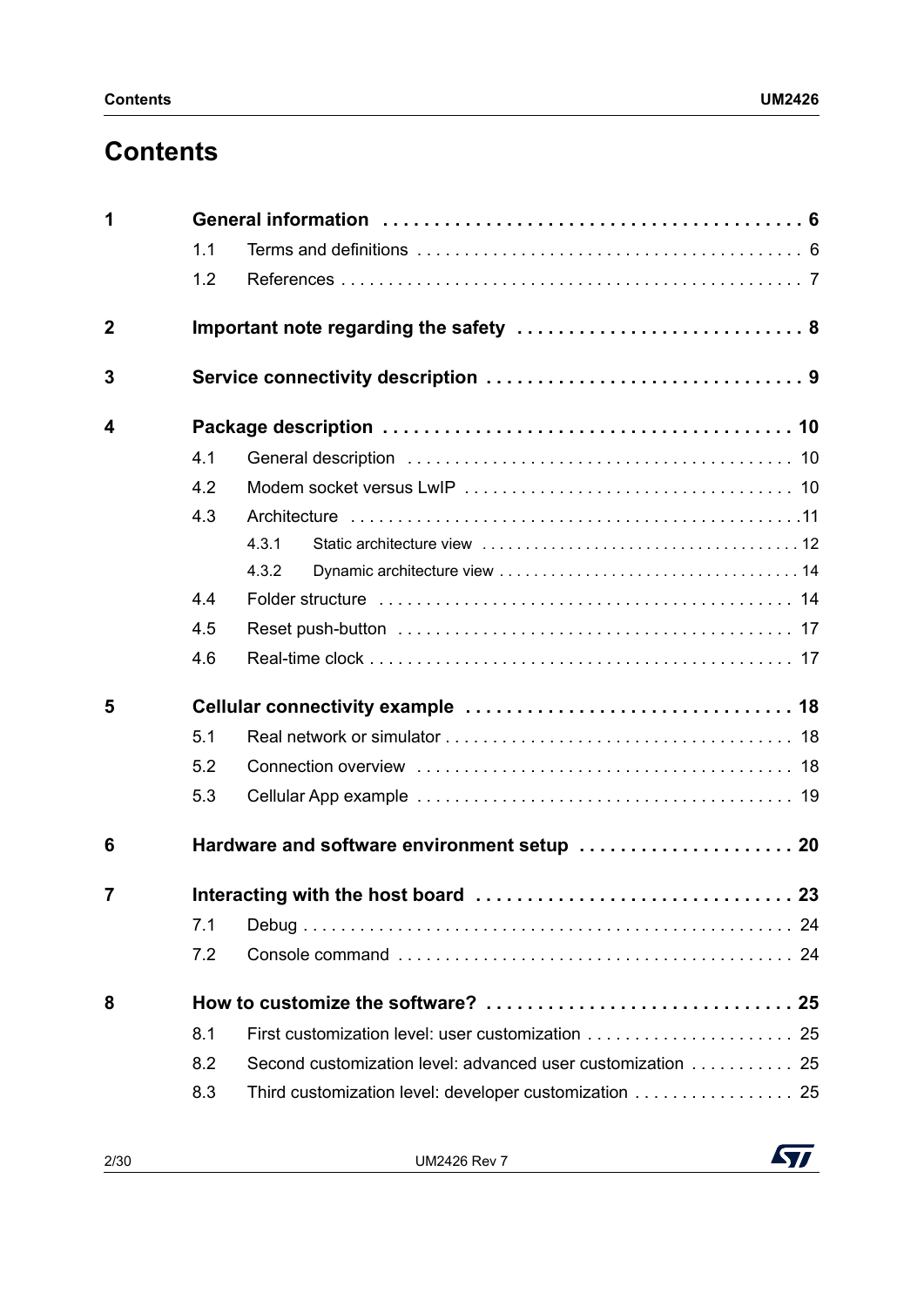# Contents

**1 General information . . . . . . . . . . . . . . . . . . . . . . . . . . . . . . . . . . . . . . . 6**

- 1.1 Terms and definitions . . . . . . . . . . . . . . . . . . . . . . . . . . . . . . . . . . . . . 6
- 1.2 References . . . . . . . . . . . . . . . . . . . . . . . . . . . . . . . . . . . . . . . . . . . . . 7

**2 Important note regarding the safety . . . . . . . . . . . . . . . . . . . . . . . . . . . 8**

**3 Service connectivity description . . . . . . . . . . . . . . . . . . . . . . . . . . . . . . 9**

**4 Package description . . . . . . . . . . . . . . . . . . . . . . . . . . . . . . . . . . . . . . 10**

- 4.1 General description . . . . . . . . . . . . . . . . . . . . . . . . . . . . . . . . . . . . . . 10
- 4.2 Modem socket versus LwIP . . . . . . . . . . . . . . . . . . . . . . . . . . . . . . . . . 10
- 4.3 Architecture . . . . . . . . . . . . . . . . . . . . . . . . . . . . . . . . . . . . . . . . . . . . 11
  - 4.3.1 Static architecture view . . . . . . . . . . . . . . . . . . . . . . . . . . . . . . . . . . . 12
  - 4.3.2 Dynamic architecture view . . . . . . . . . . . . . . . . . . . . . . . . . . . . . . . . . 14
- 4.4 Folder structure . . . . . . . . . . . . . . . . . . . . . . . . . . . . . . . . . . . . . . . . . 14
- 4.5 Reset push-button . . . . . . . . . . . . . . . . . . . . . . . . . . . . . . . . . . . . . . . 17
- 4.6 Real-time clock . . . . . . . . . . . . . . . . . . . . . . . . . . . . . . . . . . . . . . . . . . 17

**5 Cellular connectivity example . . . . . . . . . . . . . . . . . . . . . . . . . . . . . . . 18**

- 5.1 Real network or simulator . . . . . . . . . . . . . . . . . . . . . . . . . . . . . . . . . . 18
- 5.2 Connection overview . . . . . . . . . . . . . . . . . . . . . . . . . . . . . . . . . . . . . 18
- 5.3 Cellular App example . . . . . . . . . . . . . . . . . . . . . . . . . . . . . . . . . . . . . 19

**6 Hardware and software environment setup . . . . . . . . . . . . . . . . . . . . . 20**

**7 Interacting with the host board . . . . . . . . . . . . . . . . . . . . . . . . . . . . . . 23**

- 7.1 Debug . . . . . . . . . . . . . . . . . . . . . . . . . . . . . . . . . . . . . . . . . . . . . . . . 24
- 7.2 Console command . . . . . . . . . . . . . . . . . . . . . . . . . . . . . . . . . . . . . . . 24

**8 How to customize the software? . . . . . . . . . . . . . . . . . . . . . . . . . . . . . 25**

- 8.1 First customization level: user customization . . . . . . . . . . . . . . . . . . . . . . 25
- 8.2 Second customization level: advanced user customization . . . . . . . . . . . 25
- 8.3 Third customization level: developer customization . . . . . . . . . . . . . . . . . 25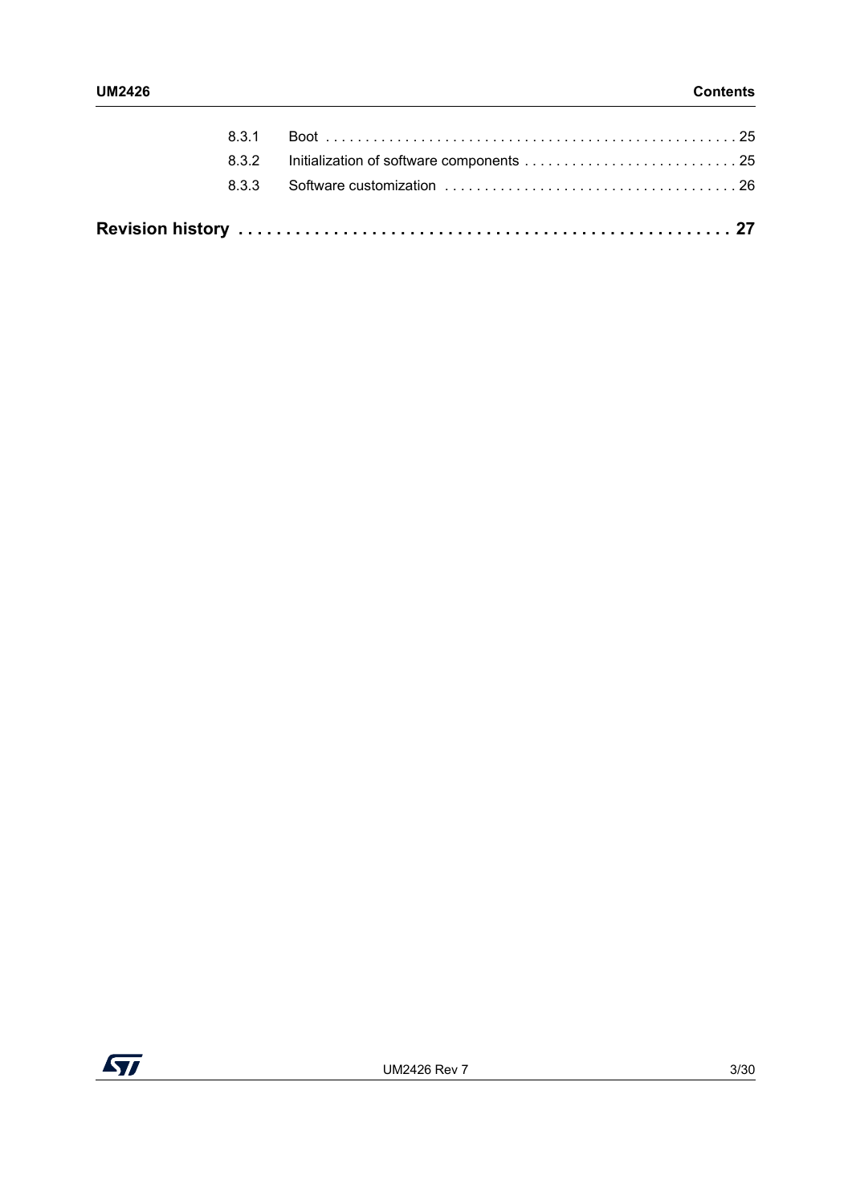8.3.1 Boot . . . . . . . . . . . . . . . . . . . . . . . . . . . . . . . . . . . . . . . . . . . . . . . . . . . 25

8.3.2 Initialization of software components . . . . . . . . . . . . . . . . . . . . . . . . . . . 25

8.3.3 Software customization . . . . . . . . . . . . . . . . . . . . . . . . . . . . . . . . . . . . . 26

**Revision history . . . . . . . . . . . . . . . . . . . . . . . . . . . . . . . . . . . . . . . . . . . . . . . . . . . 27**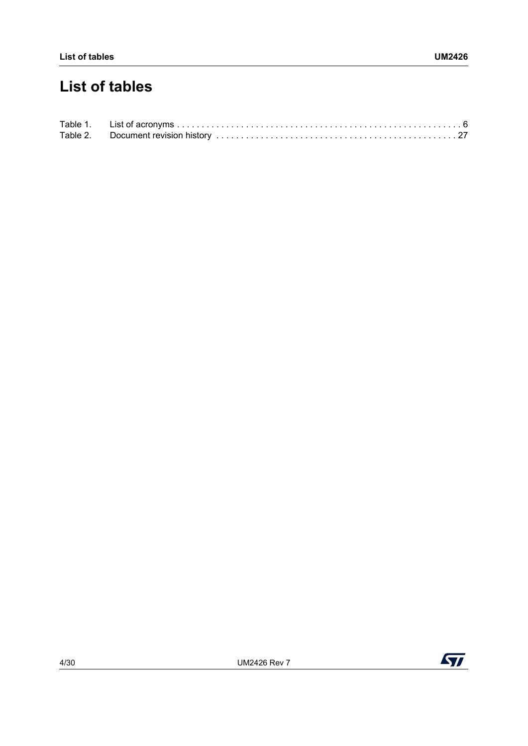# List of tables

Table 1. List of acronyms . . . . . . . . . . . . . . . . . . . . . . . . . . . . . . . . . . . . . . . . . . . . . . . . . . . . . . . . . . 6
Table 2. Document revision history . . . . . . . . . . . . . . . . . . . . . . . . . . . . . . . . . . . . . . . . . . . . . . . . . 27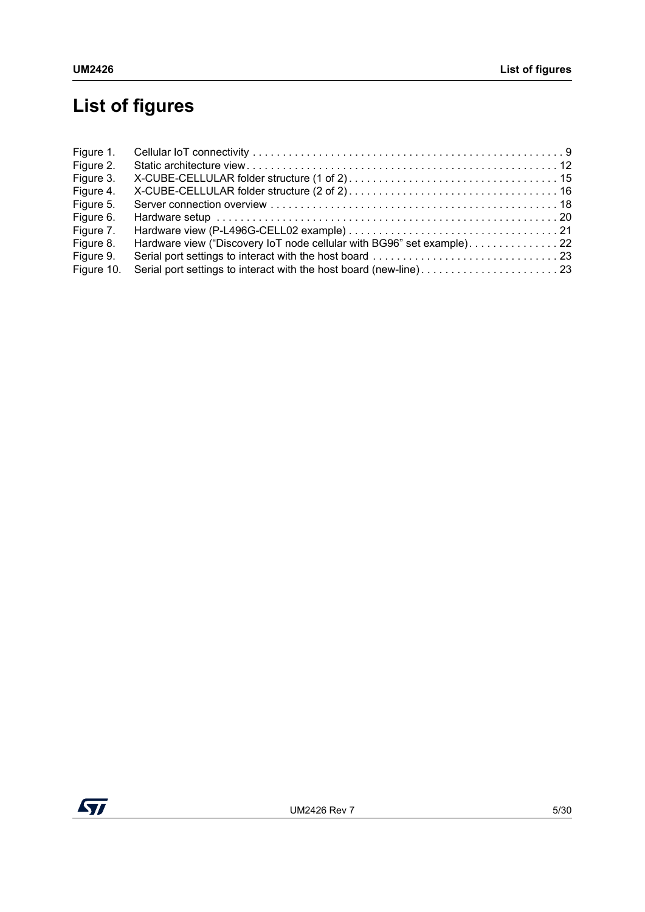# List of figures

Figure 1. Cellular IoT connectivity . . . . . . . . . . . . . . . . . . . . . . . . . . . . . . . . . . . . . . . . . . . . . . . . . . . . . 9
Figure 2. Static architecture view. . . . . . . . . . . . . . . . . . . . . . . . . . . . . . . . . . . . . . . . . . . . . . . . . . . . . 12
Figure 3. X-CUBE-CELLULAR folder structure (1 of 2) . . . . . . . . . . . . . . . . . . . . . . . . . . . . . . . . . . . 15
Figure 4. X-CUBE-CELLULAR folder structure (2 of 2) . . . . . . . . . . . . . . . . . . . . . . . . . . . . . . . . . . . 16
Figure 5. Server connection overview . . . . . . . . . . . . . . . . . . . . . . . . . . . . . . . . . . . . . . . . . . . . . . . . . 18
Figure 6. Hardware setup . . . . . . . . . . . . . . . . . . . . . . . . . . . . . . . . . . . . . . . . . . . . . . . . . . . . . . . . . 20
Figure 7. Hardware view (P-L496G-CELL02 example) . . . . . . . . . . . . . . . . . . . . . . . . . . . . . . . . . . . 21
Figure 8. Hardware view ("Discovery IoT node cellular with BG96" set example). . . . . . . . . . . . . . . 22
Figure 9. Serial port settings to interact with the host board . . . . . . . . . . . . . . . . . . . . . . . . . . . . . . . 23
Figure 10. Serial port settings to interact with the host board (new-line). . . . . . . . . . . . . . . . . . . . . . . . 23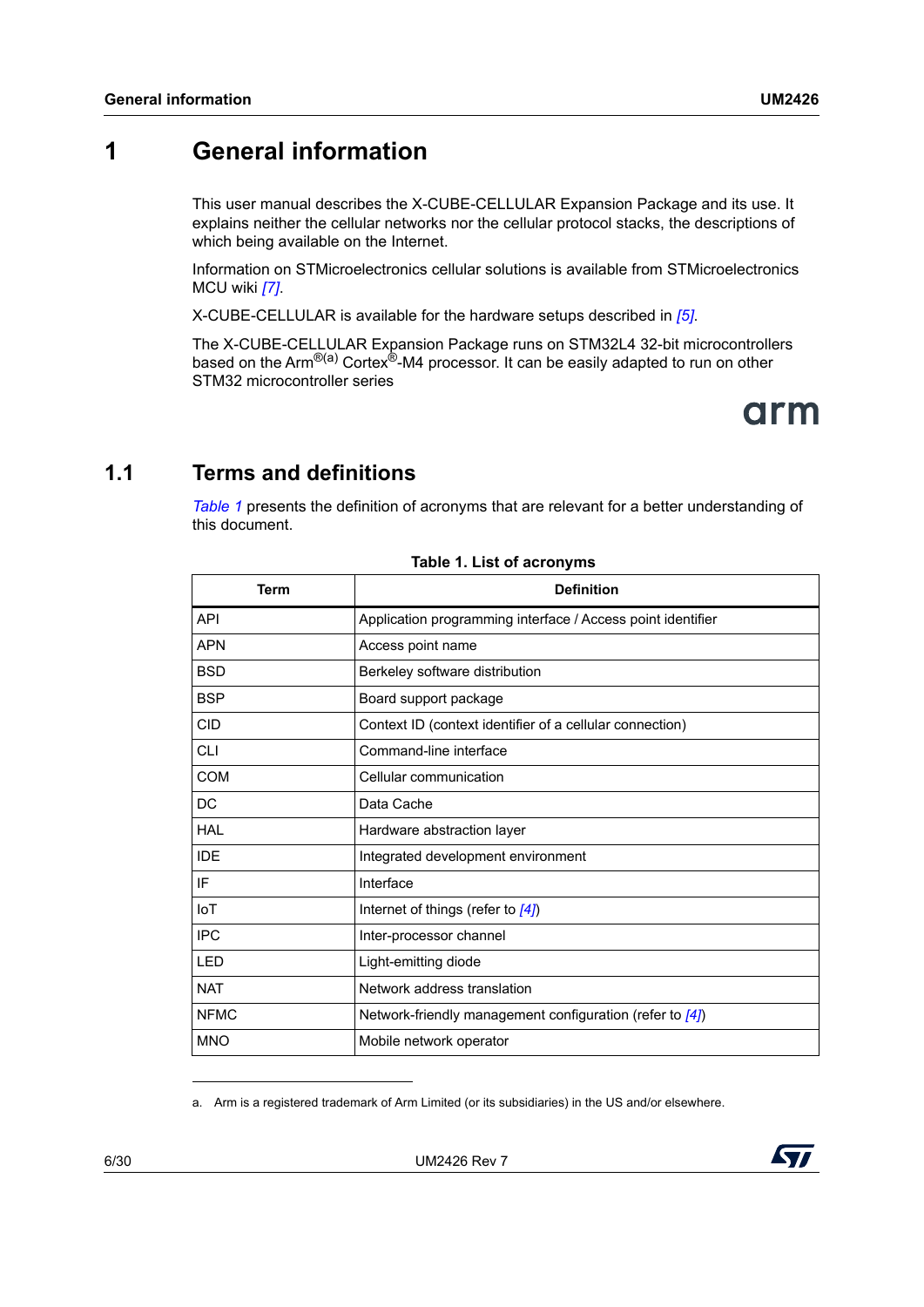# 1 General information

This user manual describes the X-CUBE-CELLULAR Expansion Package and its use. It explains neither the cellular networks nor the cellular protocol stacks, the descriptions of which being available on the Internet.

Information on STMicroelectronics cellular solutions is available from STMicroelectronics MCU wiki [7].

X-CUBE-CELLULAR is available for the hardware setups described in [5].

The X-CUBE-CELLULAR Expansion Package runs on STM32L4 32-bit microcontrollers based on the Arm®[(a)] Cortex®-M4 processor. It can be easily adapted to run on other STM32 microcontroller series

## 1.1 Terms and definitions

Table 1 presents the definition of acronyms that are relevant for a better understanding of this document.

**Table 1. List of acronyms**

| Term | Definition |
|---|---|
| API | Application programming interface / Access point identifier |
| APN | Access point name |
| BSD | Berkeley software distribution |
| BSP | Board support package |
| CID | Context ID (context identifier of a cellular connection) |
| CLI | Command-line interface |
| COM | Cellular communication |
| DC | Data Cache |
| HAL | Hardware abstraction layer |
| IDE | Integrated development environment |
| IF | Interface |
| IoT | Internet of things (refer to [4]) |
| IPC | Inter-processor channel |
| LED | Light-emitting diode |
| NAT | Network address translation |
| NFMC | Network-friendly management configuration (refer to [4]) |
| MNO | Mobile network operator |

a. Arm is a registered trademark of Arm Limited (or its subsidiaries) in the US and/or elsewhere.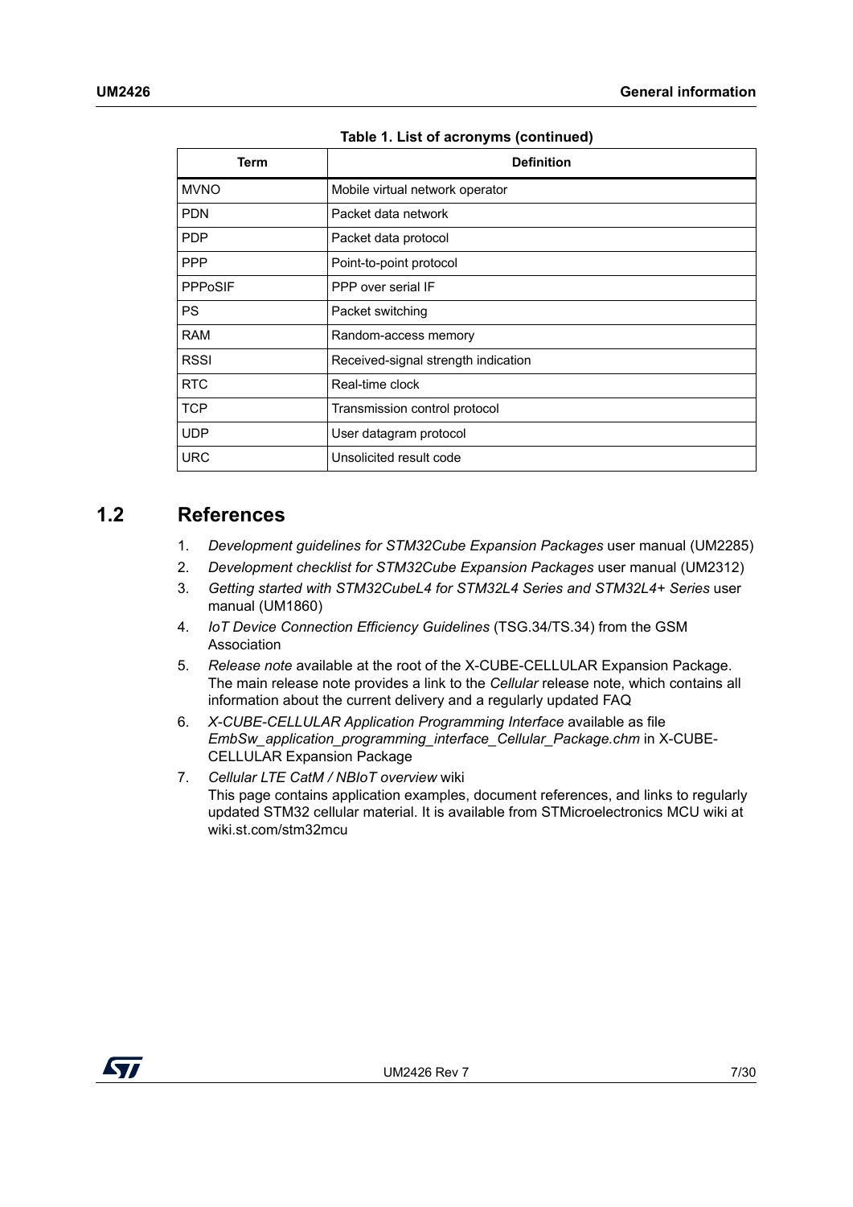**Table 1. List of acronyms (continued)**

| Term | Definition |
|---|---|
| MVNO | Mobile virtual network operator |
| PDN | Packet data network |
| PDP | Packet data protocol |
| PPP | Point-to-point protocol |
| PPPoSIF | PPP over serial IF |
| PS | Packet switching |
| RAM | Random-access memory |
| RSSI | Received-signal strength indication |
| RTC | Real-time clock |
| TCP | Transmission control protocol |
| UDP | User datagram protocol |
| URC | Unsolicited result code |

## 1.2 References

1. *Development guidelines for STM32Cube Expansion Packages* user manual (UM2285)
2. *Development checklist for STM32Cube Expansion Packages* user manual (UM2312)
3. *Getting started with STM32CubeL4 for STM32L4 Series and STM32L4+ Series* user manual (UM1860)
4. *IoT Device Connection Efficiency Guidelines* (TSG.34/TS.34) from the GSM Association
5. *Release note* available at the root of the X-CUBE-CELLULAR Expansion Package. The main release note provides a link to the *Cellular* release note, which contains all information about the current delivery and a regularly updated FAQ
6. *X-CUBE-CELLULAR Application Programming Interface* available as file *EmbSw_application_programming_interface_Cellular_Package.chm* in X-CUBE-CELLULAR Expansion Package
7. *Cellular LTE CatM / NBIoT overview* wiki
   This page contains application examples, document references, and links to regularly updated STM32 cellular material. It is available from STMicroelectronics MCU wiki at wiki.st.com/stm32mcu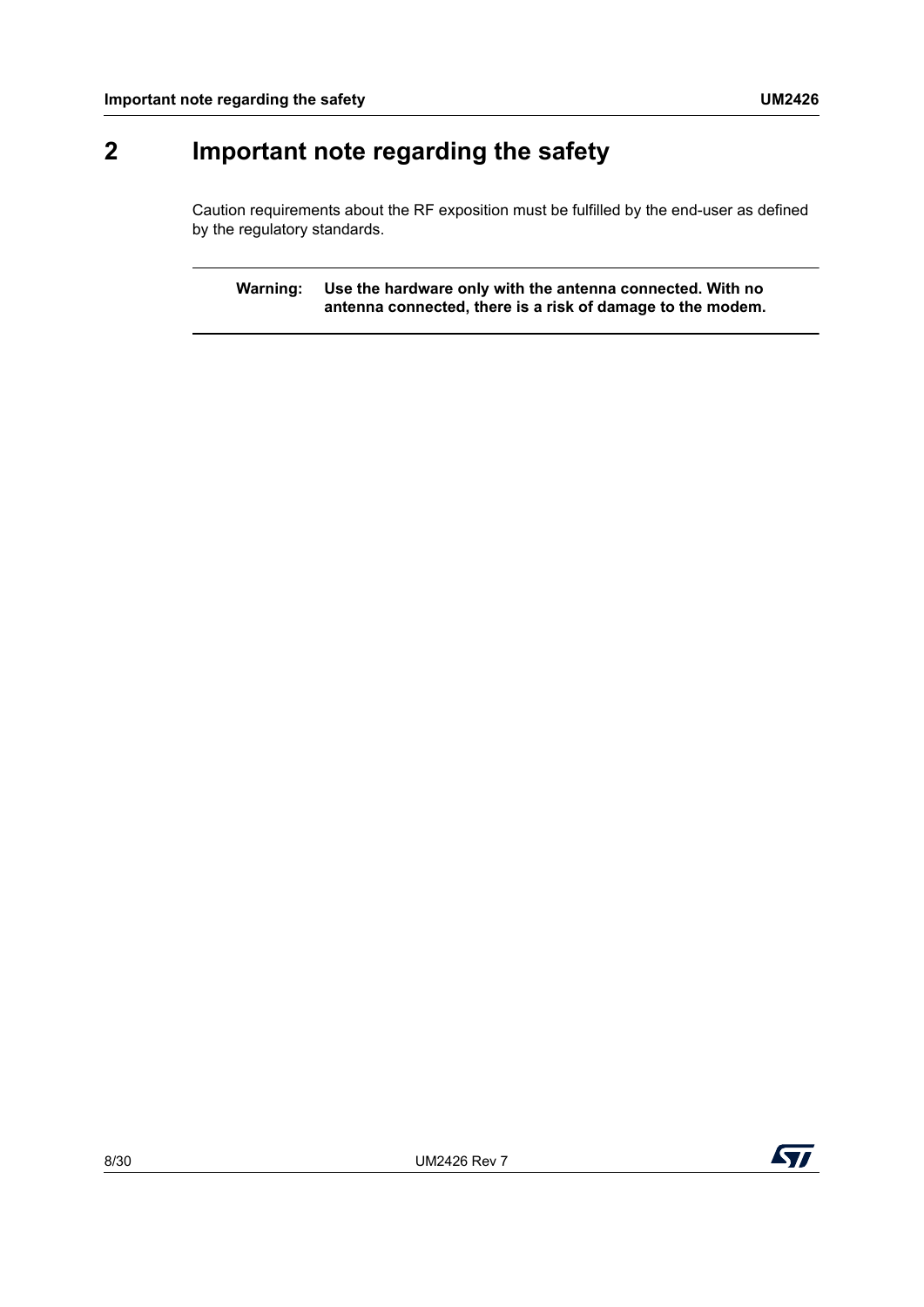# 2 Important note regarding the safety

Caution requirements about the RF exposition must be fulfilled by the end-user as defined by the regulatory standards.

---

**Warning: Use the hardware only with the antenna connected. With no antenna connected, there is a risk of damage to the modem.**

---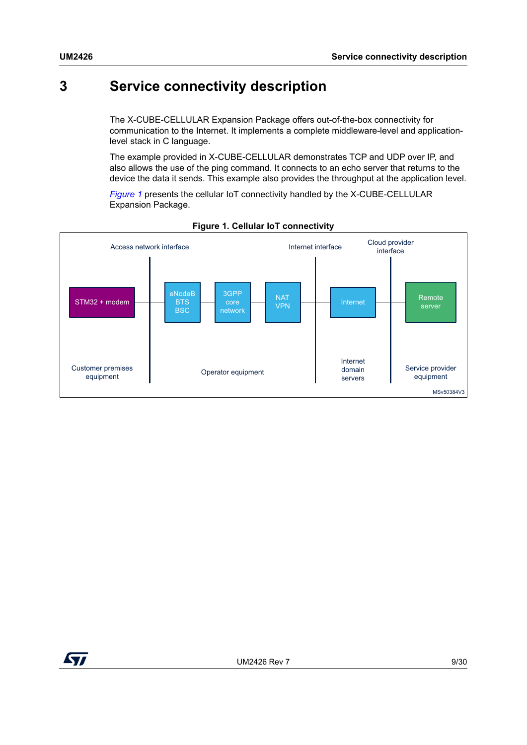# 3 Service connectivity description

The X-CUBE-CELLULAR Expansion Package offers out-of-the-box connectivity for communication to the Internet. It implements a complete middleware-level and application-level stack in C language.

The example provided in X-CUBE-CELLULAR demonstrates TCP and UDP over IP, and also allows the use of the ping command. It connects to an echo server that returns to the device the data it sends. This example also provides the throughput at the application level.

*Figure 1* presents the cellular IoT connectivity handled by the X-CUBE-CELLULAR Expansion Package.

**Figure 1. Cellular IoT connectivity**

Access network interface | Internet interface | Cloud provider interface

STM32 + modem — eNodeB BTS BSC — 3GPP core network — NAT VPN — Internet — Remote server

Customer premises equipment | Operator equipment | Internet domain servers | Service provider equipment

MSv50384V3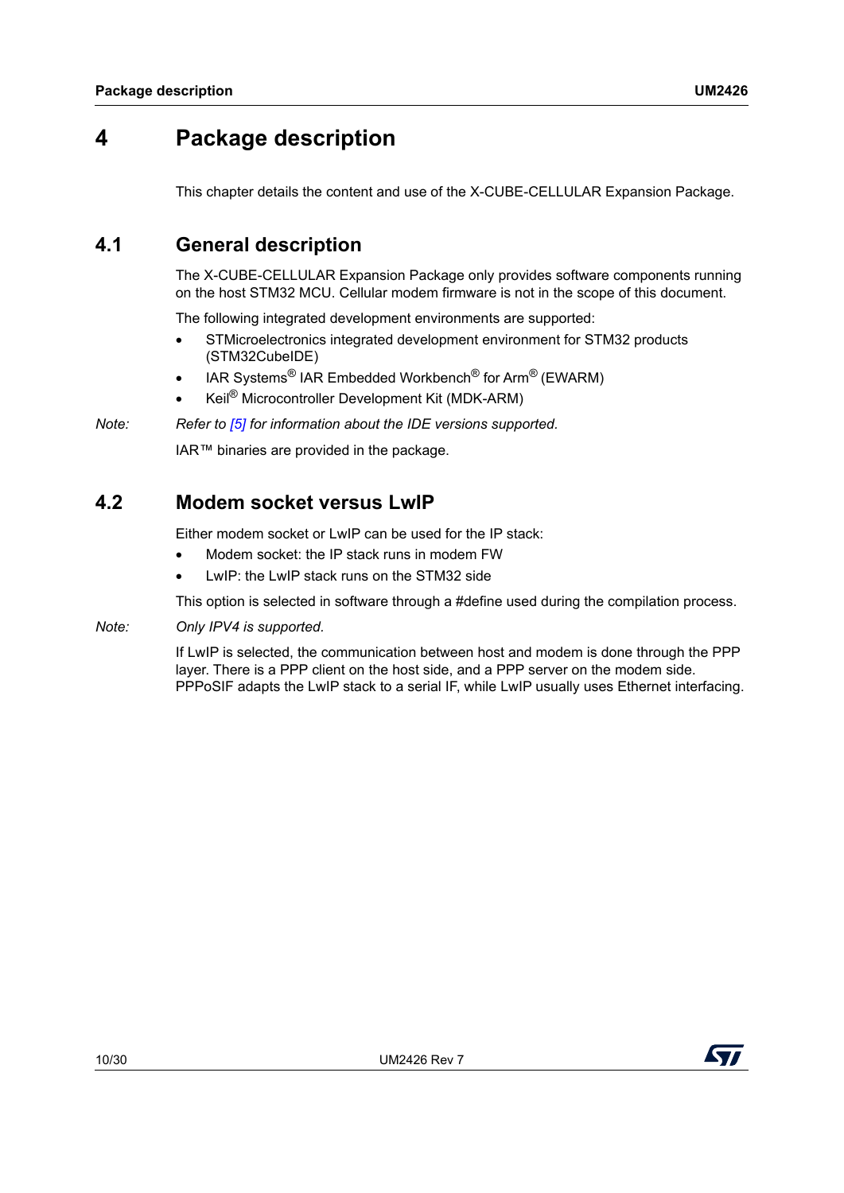# 4 Package description

This chapter details the content and use of the X-CUBE-CELLULAR Expansion Package.

## 4.1 General description

The X-CUBE-CELLULAR Expansion Package only provides software components running on the host STM32 MCU. Cellular modem firmware is not in the scope of this document.

The following integrated development environments are supported:

- STMicroelectronics integrated development environment for STM32 products (STM32CubeIDE)
- IAR Systems® IAR Embedded Workbench® for Arm® (EWARM)
- Keil® Microcontroller Development Kit (MDK-ARM)

*Note: Refer to [5] for information about the IDE versions supported.*

IAR™ binaries are provided in the package.

## 4.2 Modem socket versus LwIP

Either modem socket or LwIP can be used for the IP stack:

- Modem socket: the IP stack runs in modem FW
- LwIP: the LwIP stack runs on the STM32 side

This option is selected in software through a #define used during the compilation process.

*Note: Only IPV4 is supported.*

If LwIP is selected, the communication between host and modem is done through the PPP layer. There is a PPP client on the host side, and a PPP server on the modem side. PPPoSIF adapts the LwIP stack to a serial IF, while LwIP usually uses Ethernet interfacing.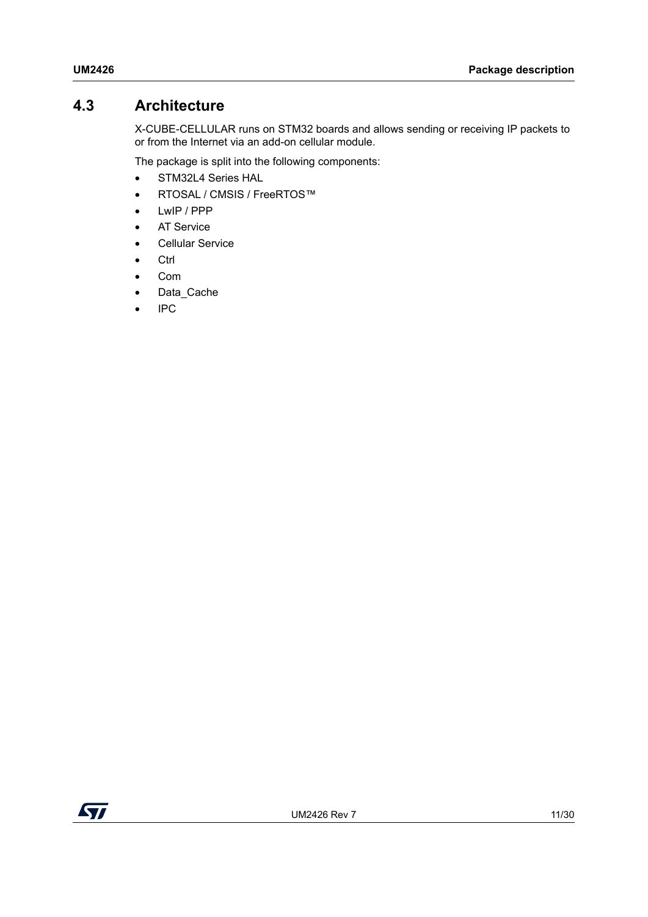## 4.3 Architecture

X-CUBE-CELLULAR runs on STM32 boards and allows sending or receiving IP packets to or from the Internet via an add-on cellular module.

The package is split into the following components:

- STM32L4 Series HAL
- RTOSAL / CMSIS / FreeRTOS™
- LwIP / PPP
- AT Service
- Cellular Service
- Ctrl
- Com
- Data_Cache
- IPC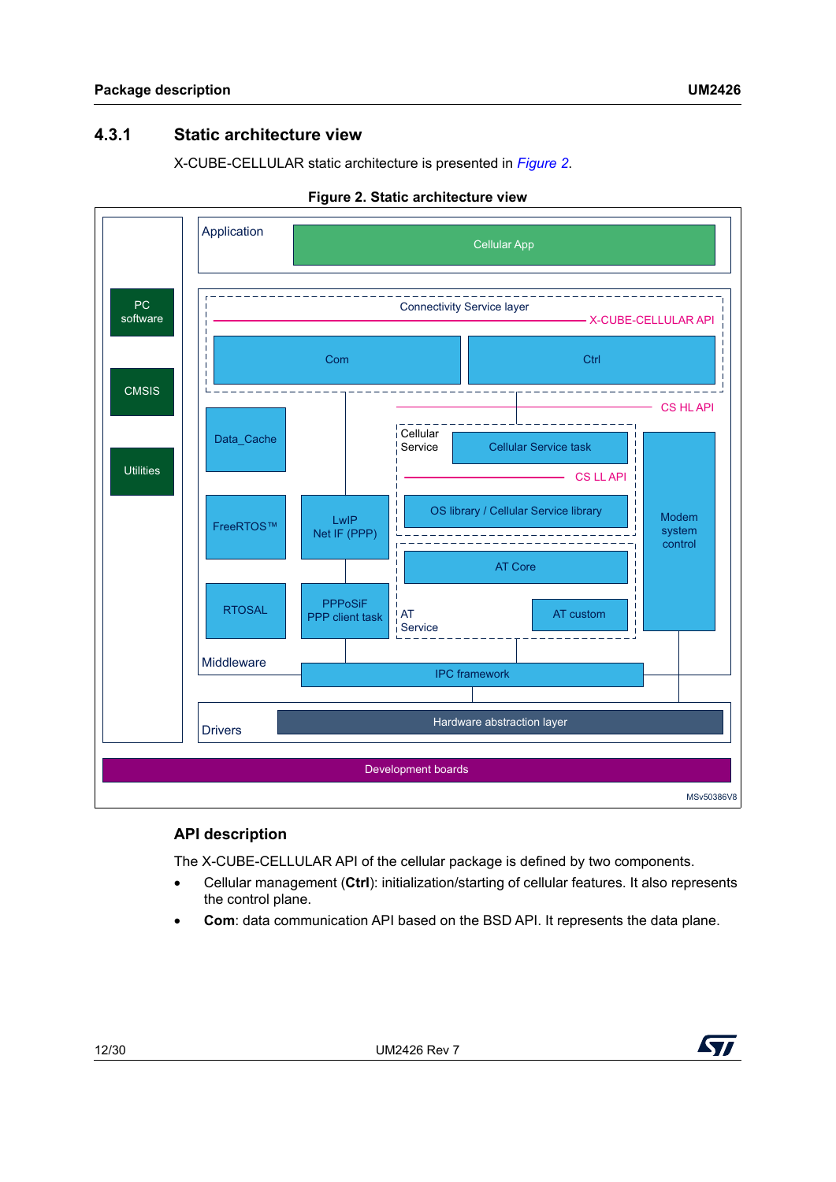### 4.3.1 Static architecture view

X-CUBE-CELLULAR static architecture is presented in *Figure 2*.

**Figure 2. Static architecture view**

### API description

The X-CUBE-CELLULAR API of the cellular package is defined by two components.

- Cellular management (**Ctrl**): initialization/starting of cellular features. It also represents the control plane.
- **Com**: data communication API based on the BSD API. It represents the data plane.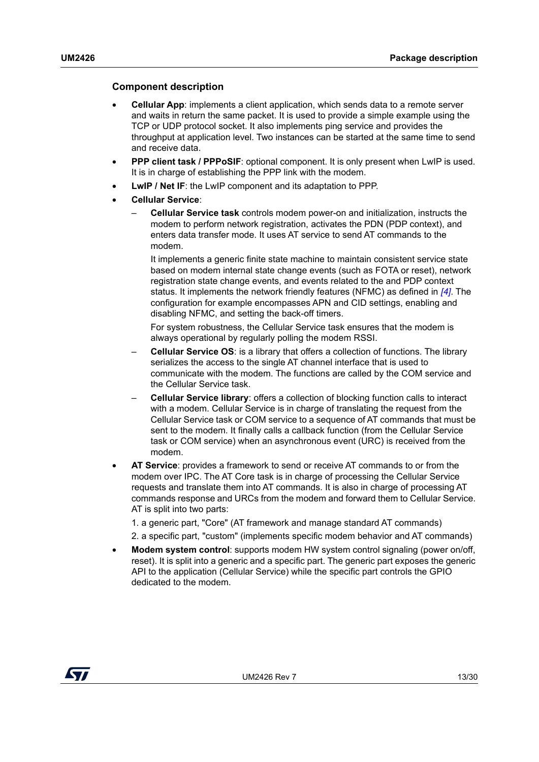### Component description

- **Cellular App**: implements a client application, which sends data to a remote server and waits in return the same packet. It is used to provide a simple example using the TCP or UDP protocol socket. It also implements ping service and provides the throughput at application level. Two instances can be started at the same time to send and receive data.
- **PPP client task / PPPoSIF**: optional component. It is only present when LwIP is used. It is in charge of establishing the PPP link with the modem.
- **LwIP / Net IF**: the LwIP component and its adaptation to PPP.
- **Cellular Service**:
  - **Cellular Service task** controls modem power-on and initialization, instructs the modem to perform network registration, activates the PDN (PDP context), and enters data transfer mode. It uses AT service to send AT commands to the modem.

    It implements a generic finite state machine to maintain consistent service state based on modem internal state change events (such as FOTA or reset), network registration state change events, and events related to the and PDP context status. It implements the network friendly features (NFMC) as defined in *[4]*. The configuration for example encompasses APN and CID settings, enabling and disabling NFMC, and setting the back-off timers.

    For system robustness, the Cellular Service task ensures that the modem is always operational by regularly polling the modem RSSI.
  - **Cellular Service OS**: is a library that offers a collection of functions. The library serializes the access to the single AT channel interface that is used to communicate with the modem. The functions are called by the COM service and the Cellular Service task.
  - **Cellular Service library**: offers a collection of blocking function calls to interact with a modem. Cellular Service is in charge of translating the request from the Cellular Service task or COM service to a sequence of AT commands that must be sent to the modem. It finally calls a callback function (from the Cellular Service task or COM service) when an asynchronous event (URC) is received from the modem.
- **AT Service**: provides a framework to send or receive AT commands to or from the modem over IPC. The AT Core task is in charge of processing the Cellular Service requests and translate them into AT commands. It is also in charge of processing AT commands response and URCs from the modem and forward them to Cellular Service. AT is split into two parts:

  1. a generic part, "Core" (AT framework and manage standard AT commands)
  2. a specific part, "custom" (implements specific modem behavior and AT commands)
- **Modem system control**: supports modem HW system control signaling (power on/off, reset). It is split into a generic and a specific part. The generic part exposes the generic API to the application (Cellular Service) while the specific part controls the GPIO dedicated to the modem.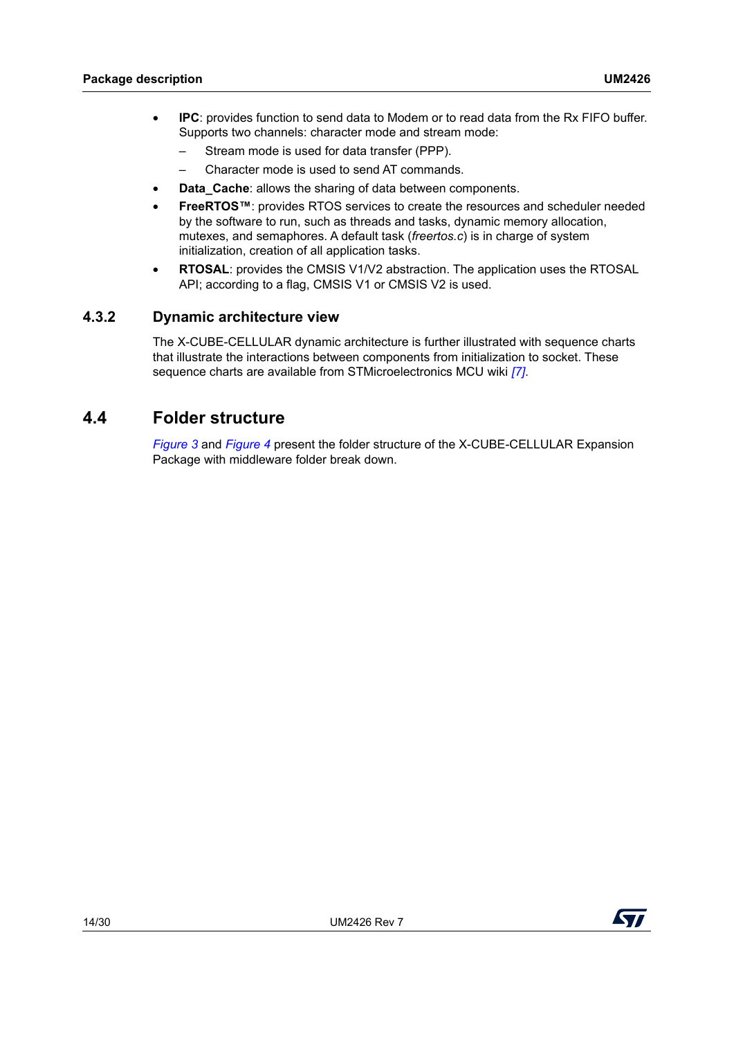- **IPC**: provides function to send data to Modem or to read data from the Rx FIFO buffer. Supports two channels: character mode and stream mode:
  - Stream mode is used for data transfer (PPP).
  - Character mode is used to send AT commands.
- **Data_Cache**: allows the sharing of data between components.
- **FreeRTOS™**: provides RTOS services to create the resources and scheduler needed by the software to run, such as threads and tasks, dynamic memory allocation, mutexes, and semaphores. A default task (*freertos.c*) is in charge of system initialization, creation of all application tasks.
- **RTOSAL**: provides the CMSIS V1/V2 abstraction. The application uses the RTOSAL API; according to a flag, CMSIS V1 or CMSIS V2 is used.

### 4.3.2 Dynamic architecture view

The X-CUBE-CELLULAR dynamic architecture is further illustrated with sequence charts that illustrate the interactions between components from initialization to socket. These sequence charts are available from STMicroelectronics MCU wiki *[7]*.

## 4.4 Folder structure

*Figure 3* and *Figure 4* present the folder structure of the X-CUBE-CELLULAR Expansion Package with middleware folder break down.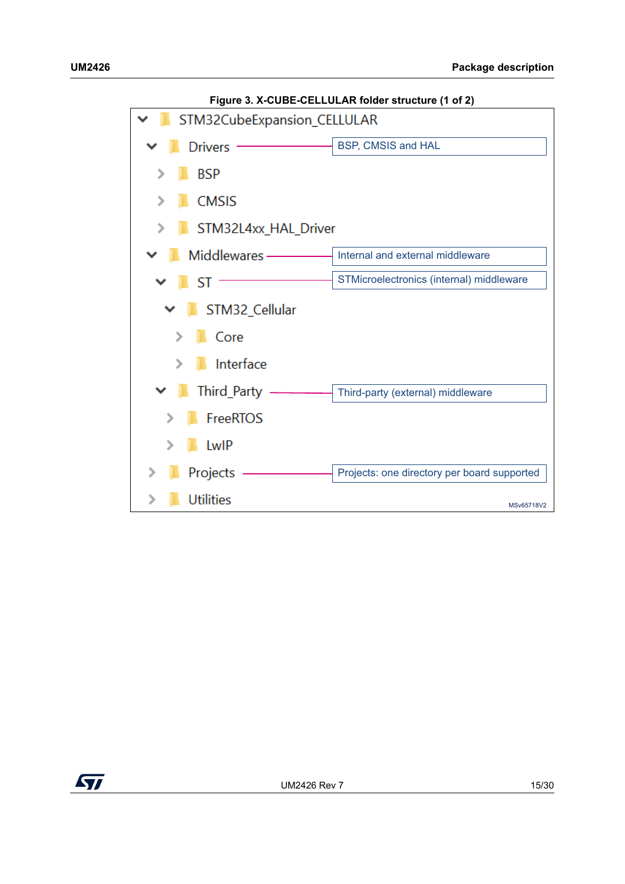**Figure 3. X-CUBE-CELLULAR folder structure (1 of 2)**

```
STM32CubeExpansion_CELLULAR
├── Drivers                      ── BSP, CMSIS and HAL
│   ├── BSP
│   ├── CMSIS
│   └── STM32L4xx_HAL_Driver
├── Middlewares                  ── Internal and external middleware
│   ├── ST                       ── STMicroelectronics (internal) middleware
│   │   └── STM32_Cellular
│   │       ├── Core
│   │       └── Interface
│   └── Third_Party              ── Third-party (external) middleware
│       ├── FreeRTOS
│       └── LwIP
├── Projects                     ── Projects: one directory per board supported
└── Utilities
```

MSv65718V2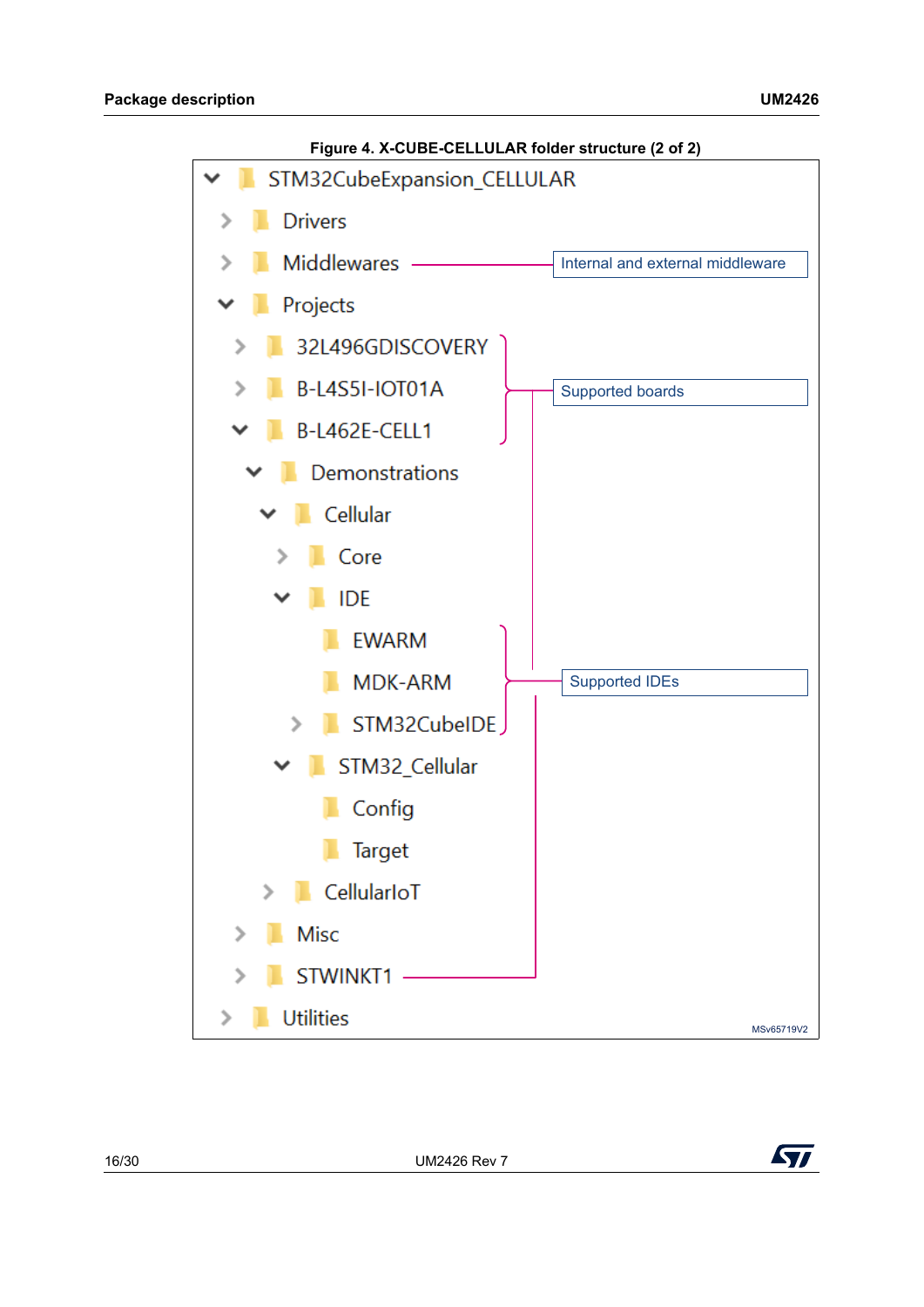Figure 4. X-CUBE-CELLULAR folder structure (2 of 2)

```
STM32CubeExpansion_CELLULAR
├── Drivers
├── Middlewares                      ── Internal and external middleware
├── Projects
│   ├── 32L496GDISCOVERY   ┐
│   ├── B-L4S5I-IOT01A     ├── Supported boards
│   ├── B-L462E-CELL1      ┘
│   │   ├── Demonstrations
│   │   │   ├── Cellular
│   │   │   │   ├── Core
│   │   │   │   ├── IDE
│   │   │   │   │   ├── EWARM        ┐
│   │   │   │   │   ├── MDK-ARM      ├── Supported IDEs
│   │   │   │   │   └── STM32CubeIDE ┘
│   │   │   │   └── STM32_Cellular
│   │   │   │       ├── Config
│   │   │   │       └── Target
│   │   │   └── CellularIoT
│   │   └── Misc
│   └── STWINKT1           ── Supported boards
└── Utilities
```

MSv65719V2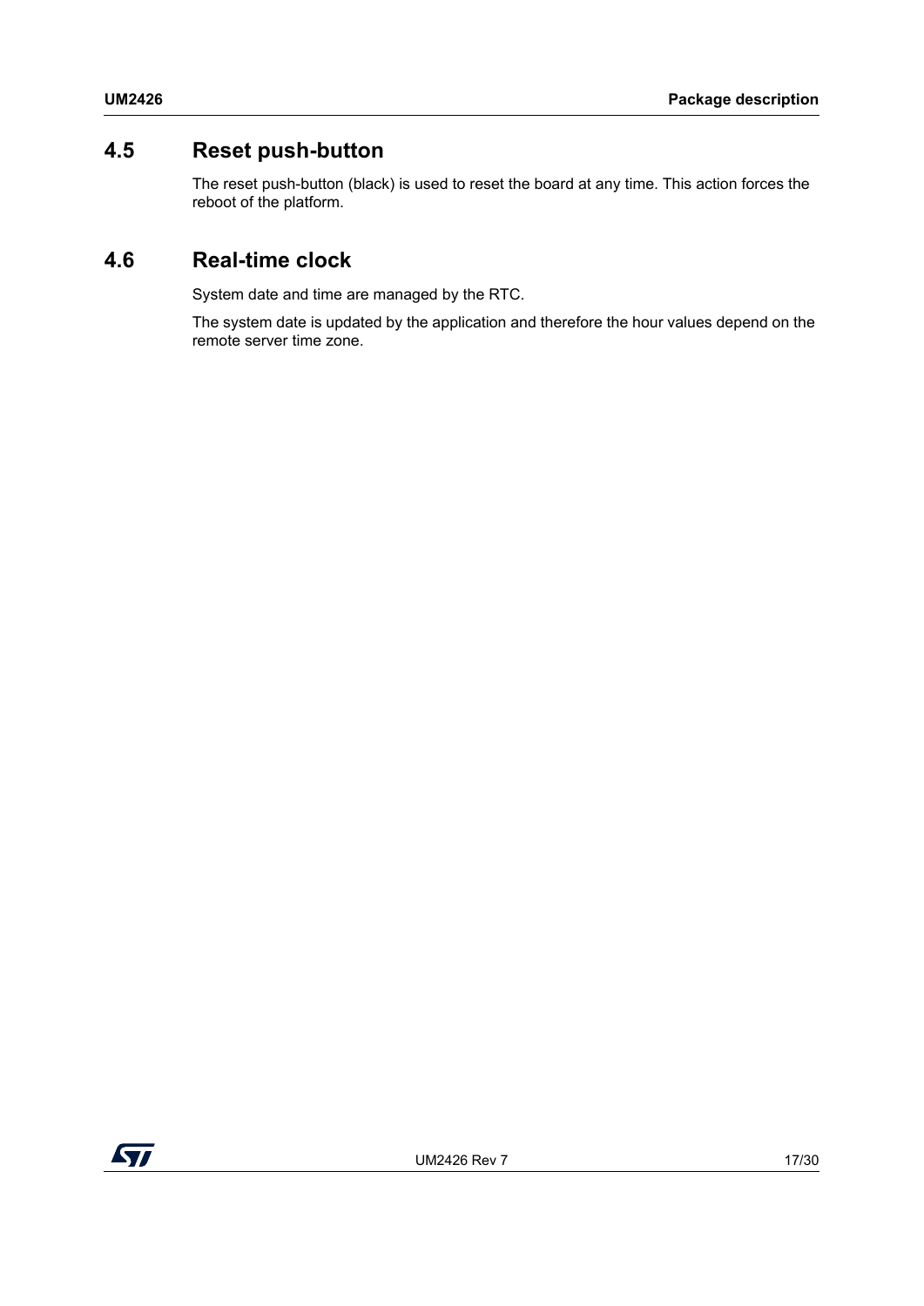## 4.5 Reset push-button

The reset push-button (black) is used to reset the board at any time. This action forces the reboot of the platform.

## 4.6 Real-time clock

System date and time are managed by the RTC.

The system date is updated by the application and therefore the hour values depend on the remote server time zone.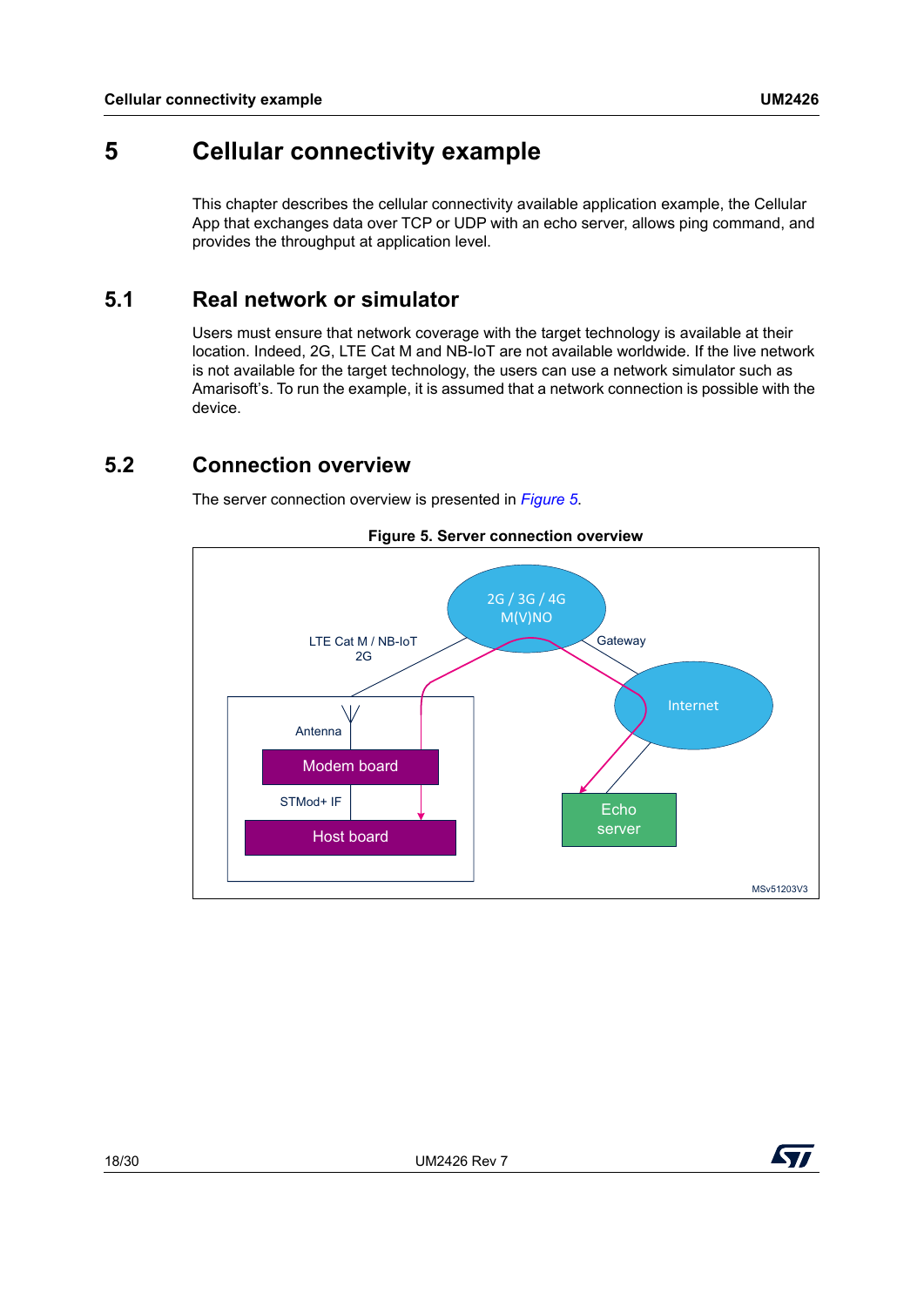# 5 Cellular connectivity example

This chapter describes the cellular connectivity available application example, the Cellular App that exchanges data over TCP or UDP with an echo server, allows ping command, and provides the throughput at application level.

## 5.1 Real network or simulator

Users must ensure that network coverage with the target technology is available at their location. Indeed, 2G, LTE Cat M and NB-IoT are not available worldwide. If the live network is not available for the target technology, the users can use a network simulator such as Amarisoft's. To run the example, it is assumed that a network connection is possible with the device.

## 5.2 Connection overview

The server connection overview is presented in *Figure 5*.

**Figure 5. Server connection overview**

2G / 3G / 4G M(V)NO

LTE Cat M / NB-IoT 2G

Gateway

Internet

Antenna

Modem board

STMod+ IF

Host board

Echo server

MSv51203V3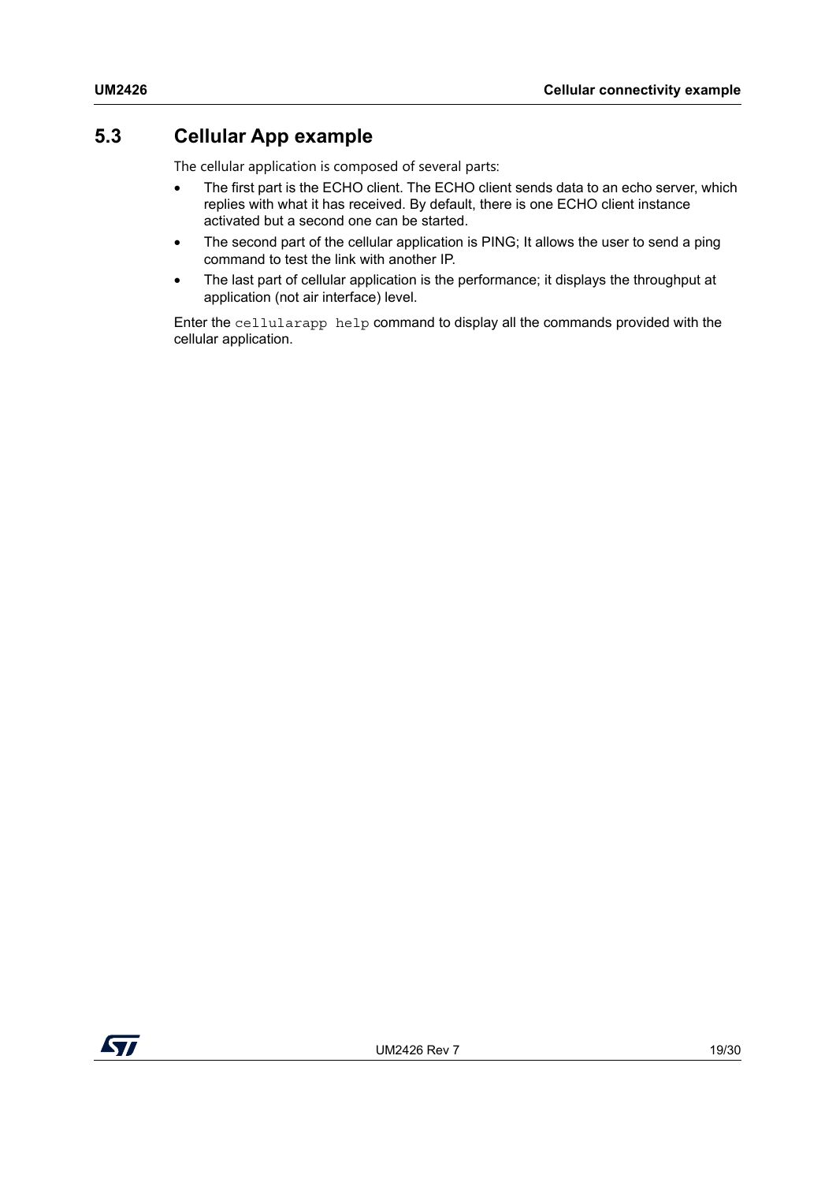## 5.3 Cellular App example

The cellular application is composed of several parts:

- The first part is the ECHO client. The ECHO client sends data to an echo server, which replies with what it has received. By default, there is one ECHO client instance activated but a second one can be started.
- The second part of the cellular application is PING; It allows the user to send a ping command to test the link with another IP.
- The last part of cellular application is the performance; it displays the throughput at application (not air interface) level.

Enter the `cellularapp help` command to display all the commands provided with the cellular application.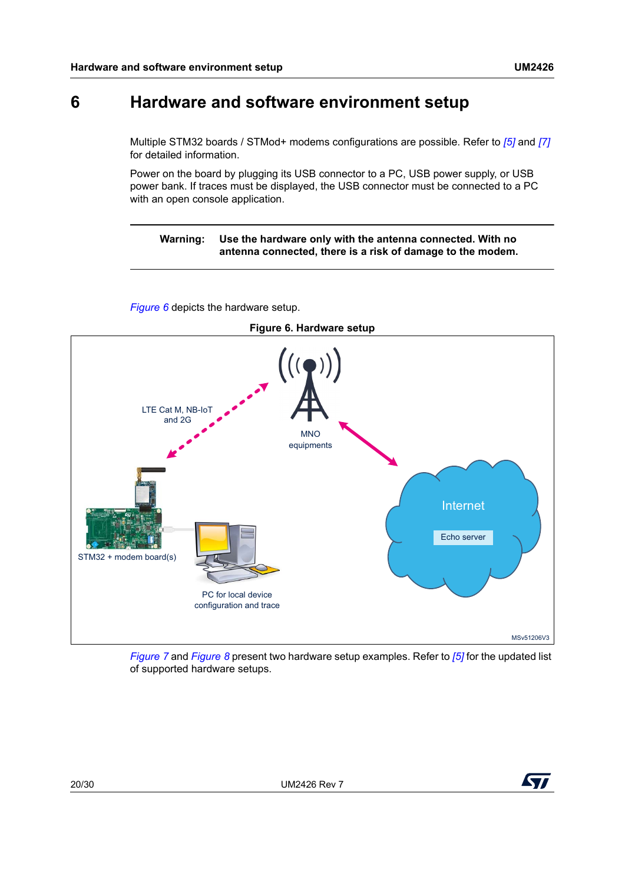# 6 Hardware and software environment setup

Multiple STM32 boards / STMod+ modems configurations are possible. Refer to [5] and [7] for detailed information.

Power on the board by plugging its USB connector to a PC, USB power supply, or USB power bank. If traces must be displayed, the USB connector must be connected to a PC with an open console application.

**Warning: Use the hardware only with the antenna connected. With no antenna connected, there is a risk of damage to the modem.**

*Figure 6* depicts the hardware setup.

**Figure 6. Hardware setup**

LTE Cat M, NB-IoT and 2G

MNO equipments

Internet

Echo server

STM32 + modem board(s)

PC for local device configuration and trace

MSv51206V3

*Figure 7* and *Figure 8* present two hardware setup examples. Refer to [5] for the updated list of supported hardware setups.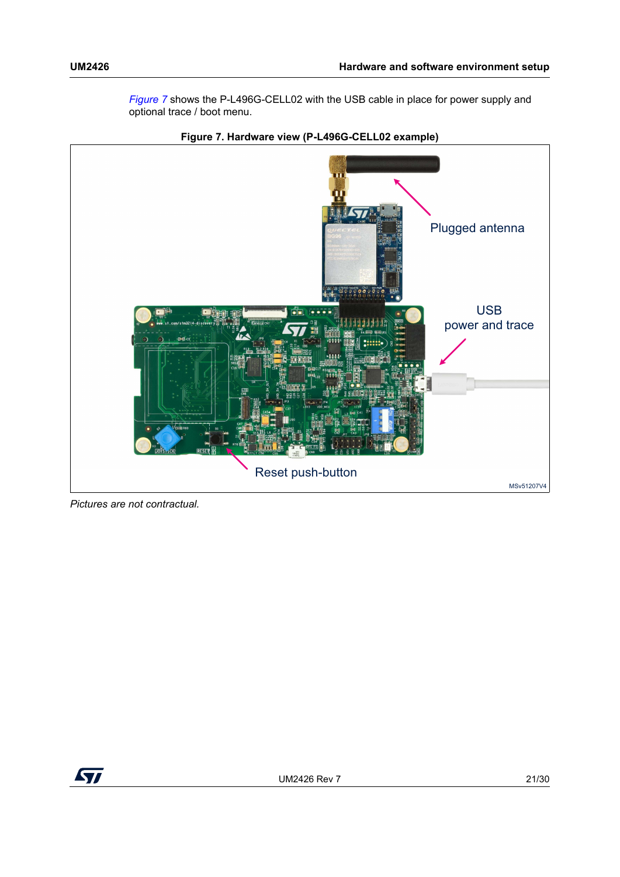*Figure 7* shows the P-L496G-CELL02 with the USB cable in place for power supply and optional trace / boot menu.

**Figure 7. Hardware view (P-L496G-CELL02 example)**

Plugged antenna

USB power and trace

Reset push-button

MSv51207V4

*Pictures are not contractual.*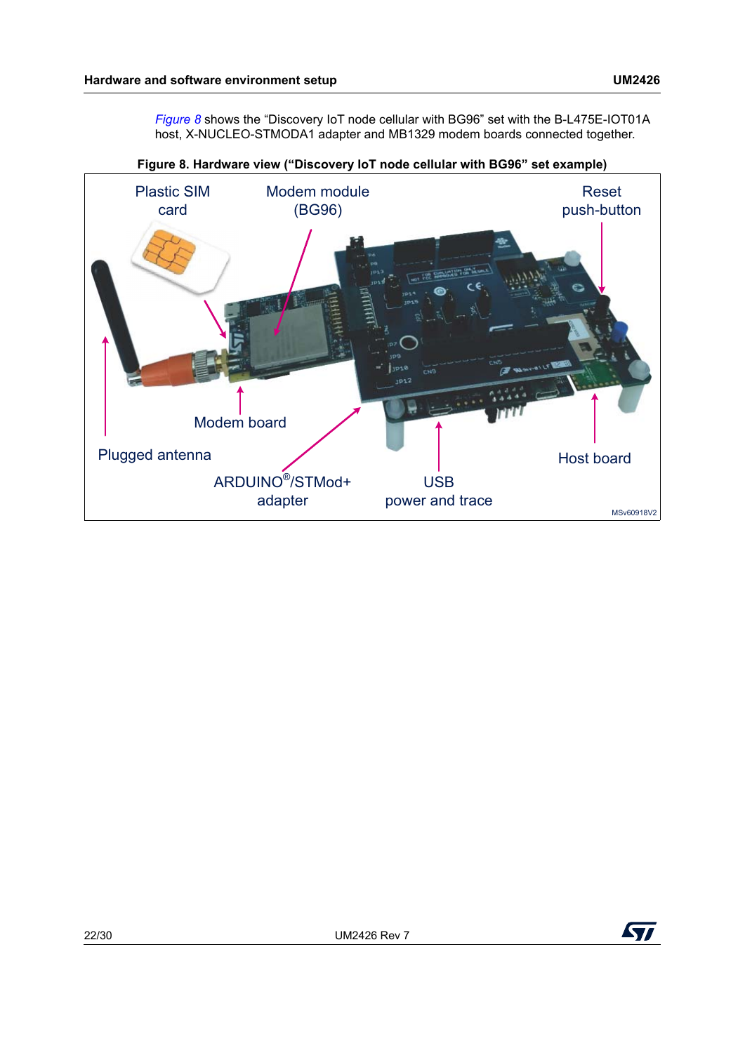*Figure 8* shows the “Discovery IoT node cellular with BG96” set with the B-L475E-IOT01A host, X-NUCLEO-STMODA1 adapter and MB1329 modem boards connected together.

**Figure 8. Hardware view (“Discovery IoT node cellular with BG96” set example)**

Plastic SIM card

Modem module (BG96)

Reset push-button

Modem board

Plugged antenna

ARDUINO®/STMod+ adapter

USB power and trace

Host board

MSv60918V2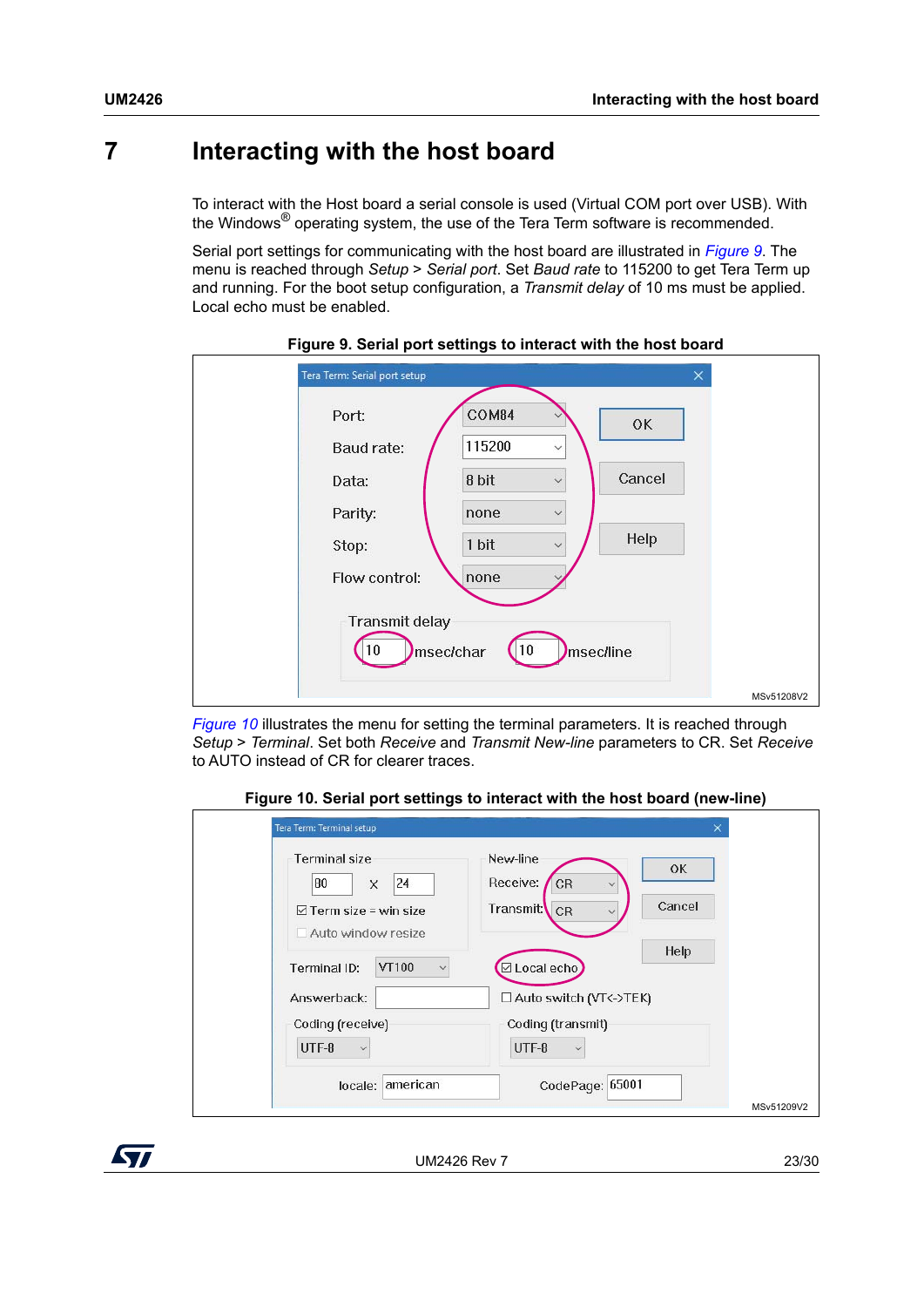# 7 Interacting with the host board

To interact with the Host board a serial console is used (Virtual COM port over USB). With the Windows® operating system, the use of the Tera Term software is recommended.

Serial port settings for communicating with the host board are illustrated in *Figure 9*. The menu is reached through *Setup* > *Serial port*. Set *Baud rate* to 115200 to get Tera Term up and running. For the boot setup configuration, a *Transmit delay* of 10 ms must be applied. Local echo must be enabled.

**Figure 9. Serial port settings to interact with the host board**

*Figure 10* illustrates the menu for setting the terminal parameters. It is reached through *Setup* > *Terminal*. Set both *Receive* and *Transmit New-line* parameters to CR. Set *Receive* to AUTO instead of CR for clearer traces.

**Figure 10. Serial port settings to interact with the host board (new-line)**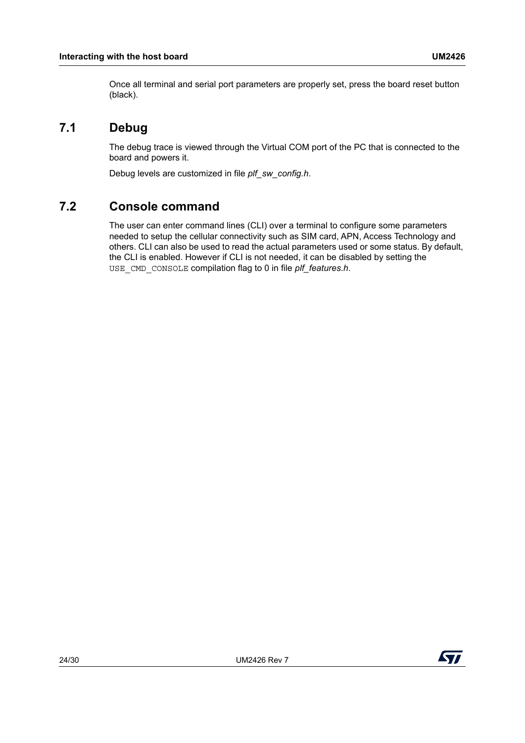Once all terminal and serial port parameters are properly set, press the board reset button (black).

## 7.1 Debug

The debug trace is viewed through the Virtual COM port of the PC that is connected to the board and powers it.

Debug levels are customized in file *plf_sw_config.h*.

## 7.2 Console command

The user can enter command lines (CLI) over a terminal to configure some parameters needed to setup the cellular connectivity such as SIM card, APN, Access Technology and others. CLI can also be used to read the actual parameters used or some status. By default, the CLI is enabled. However if CLI is not needed, it can be disabled by setting the `USE_CMD_CONSOLE` compilation flag to 0 in file *plf_features.h*.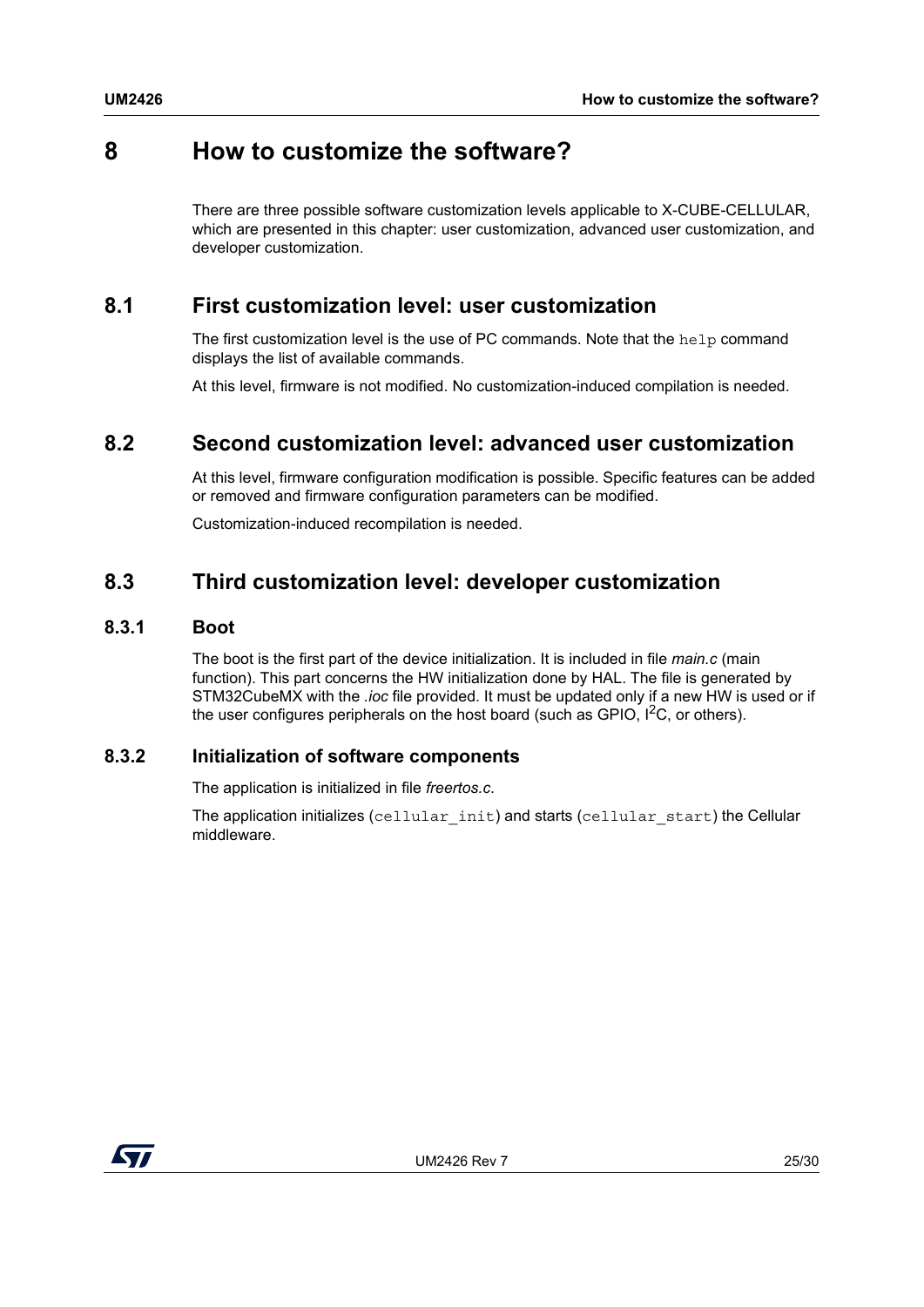# 8 How to customize the software?

There are three possible software customization levels applicable to X-CUBE-CELLULAR, which are presented in this chapter: user customization, advanced user customization, and developer customization.

## 8.1 First customization level: user customization

The first customization level is the use of PC commands. Note that the `help` command displays the list of available commands.

At this level, firmware is not modified. No customization-induced compilation is needed.

## 8.2 Second customization level: advanced user customization

At this level, firmware configuration modification is possible. Specific features can be added or removed and firmware configuration parameters can be modified.

Customization-induced recompilation is needed.

## 8.3 Third customization level: developer customization

### 8.3.1 Boot

The boot is the first part of the device initialization. It is included in file *main.c* (main function). This part concerns the HW initialization done by HAL. The file is generated by STM32CubeMX with the *.ioc* file provided. It must be updated only if a new HW is used or if the user configures peripherals on the host board (such as GPIO, $I^2C$, or others).

### 8.3.2 Initialization of software components

The application is initialized in file *freertos.c*.

The application initializes (`cellular_init`) and starts (`cellular_start`) the Cellular middleware.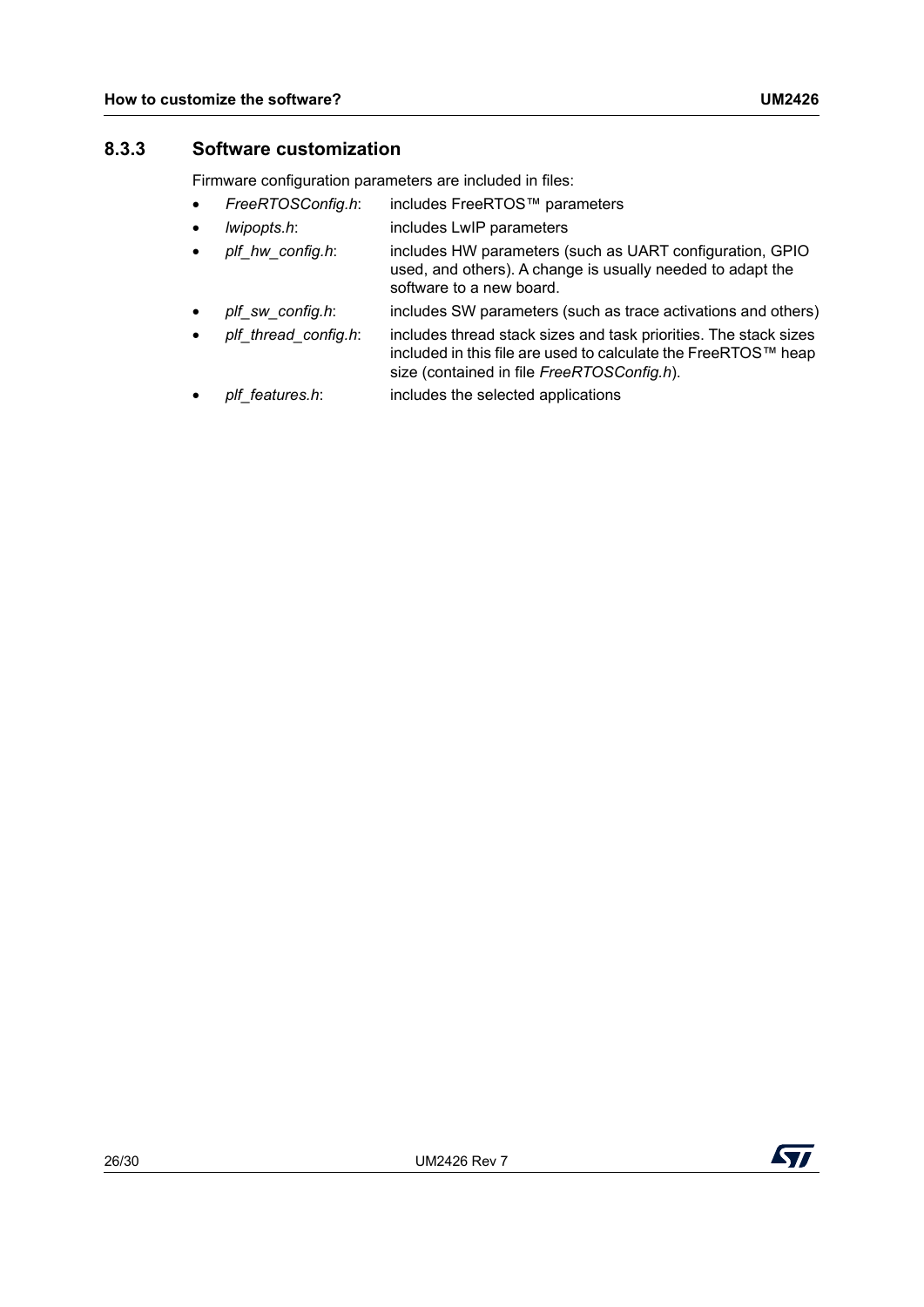### 8.3.3 Software customization

Firmware configuration parameters are included in files:

- *FreeRTOSConfig.h*: includes FreeRTOS™ parameters
- *lwipopts.h*: includes LwIP parameters
- *plf_hw_config.h*: includes HW parameters (such as UART configuration, GPIO used, and others). A change is usually needed to adapt the software to a new board.
- *plf_sw_config.h*: includes SW parameters (such as trace activations and others)
- *plf_thread_config.h*: includes thread stack sizes and task priorities. The stack sizes included in this file are used to calculate the FreeRTOS™ heap size (contained in file *FreeRTOSConfig.h*).
- *plf_features.h*: includes the selected applications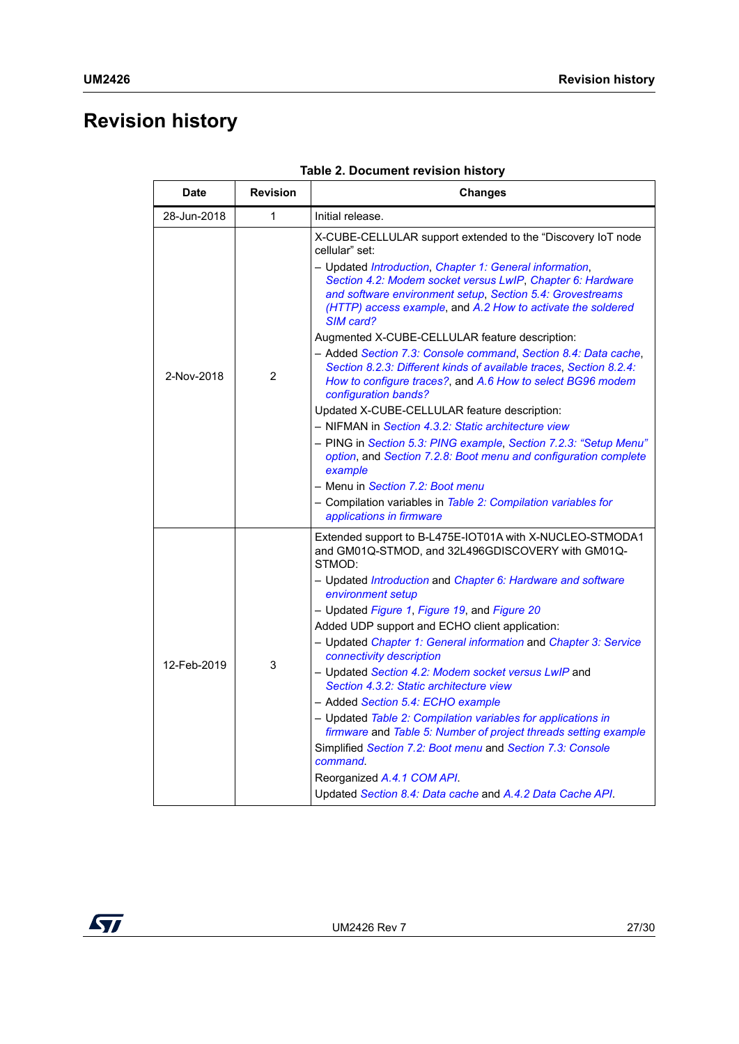# Revision history

**Table 2. Document revision history**

| Date | Revision | Changes |
|---|---|---|
| 28-Jun-2018 | 1 | Initial release. |
| 2-Nov-2018 | 2 | X-CUBE-CELLULAR support extended to the "Discovery IoT node cellular" set:<br>– Updated *Introduction*, *Chapter 1: General information*, *Section 4.2: Modem socket versus LwIP*, *Chapter 6: Hardware and software environment setup*, *Section 5.4: Grovestreams (HTTP) access example*, and *A.2 How to activate the soldered SIM card?*<br>Augmented X-CUBE-CELLULAR feature description:<br>– Added *Section 7.3: Console command*, *Section 8.4: Data cache*, *Section 8.2.3: Different kinds of available traces*, *Section 8.2.4: How to configure traces?*, and *A.6 How to select BG96 modem configuration bands?*<br>Updated X-CUBE-CELLULAR feature description:<br>– NIFMAN in *Section 4.3.2: Static architecture view*<br>– PING in *Section 5.3: PING example*, *Section 7.2.3: "Setup Menu" option*, and *Section 7.2.8: Boot menu and configuration complete example*<br>– Menu in *Section 7.2: Boot menu*<br>– Compilation variables in *Table 2: Compilation variables for applications in firmware* |
| 12-Feb-2019 | 3 | Extended support to B-L475E-IOT01A with X-NUCLEO-STMODA1 and GM01Q-STMOD, and 32L496GDISCOVERY with GM01Q-STMOD:<br>– Updated *Introduction* and *Chapter 6: Hardware and software environment setup*<br>– Updated *Figure 1*, *Figure 19*, and *Figure 20*<br>Added UDP support and ECHO client application:<br>– Updated *Chapter 1: General information* and *Chapter 3: Service connectivity description*<br>– Updated *Section 4.2: Modem socket versus LwIP* and *Section 4.3.2: Static architecture view*<br>– Added *Section 5.4: ECHO example*<br>– Updated *Table 2: Compilation variables for applications in firmware* and *Table 5: Number of project threads setting example*<br>Simplified *Section 7.2: Boot menu* and *Section 7.3: Console command*.<br>Reorganized *A.4.1 COM API*.<br>Updated *Section 8.4: Data cache* and *A.4.2 Data Cache API*. |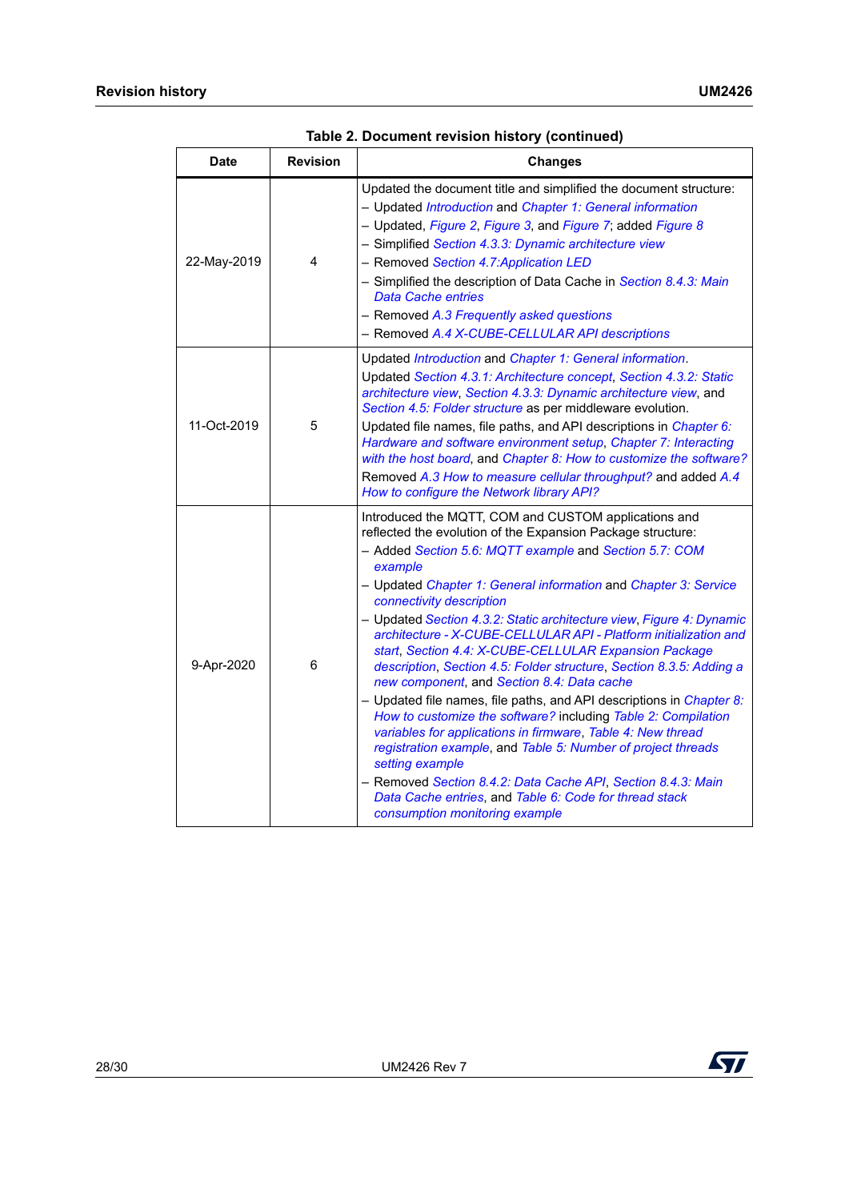Table 2. Document revision history (continued)

| Date | Revision | Changes |
|---|---|---|
| 22-May-2019 | 4 | Updated the document title and simplified the document structure:<br>– Updated *Introduction* and *Chapter 1: General information*<br>– Updated, *Figure 2*, *Figure 3*, and *Figure 7*; added *Figure 8*<br>– Simplified *Section 4.3.3: Dynamic architecture view*<br>– Removed *Section 4.7:Application LED*<br>– Simplified the description of Data Cache in *Section 8.4.3: Main Data Cache entries*<br>– Removed *A.3 Frequently asked questions*<br>– Removed *A.4 X-CUBE-CELLULAR API descriptions* |
| 11-Oct-2019 | 5 | Updated *Introduction* and *Chapter 1: General information*.<br>Updated *Section 4.3.1: Architecture concept*, *Section 4.3.2: Static architecture view*, *Section 4.3.3: Dynamic architecture view*, and *Section 4.5: Folder structure* as per middleware evolution.<br>Updated file names, file paths, and API descriptions in *Chapter 6: Hardware and software environment setup*, *Chapter 7: Interacting with the host board*, and *Chapter 8: How to customize the software?*<br>Removed *A.3 How to measure cellular throughput?* and added *A.4 How to configure the Network library API?* |
| 9-Apr-2020 | 6 | Introduced the MQTT, COM and CUSTOM applications and reflected the evolution of the Expansion Package structure:<br>– Added *Section 5.6: MQTT example* and *Section 5.7: COM example*<br>– Updated *Chapter 1: General information* and *Chapter 3: Service connectivity description*<br>– Updated *Section 4.3.2: Static architecture view*, *Figure 4: Dynamic architecture - X-CUBE-CELLULAR API - Platform initialization and start*, *Section 4.4: X-CUBE-CELLULAR Expansion Package description*, *Section 4.5: Folder structure*, *Section 8.3.5: Adding a new component*, and *Section 8.4: Data cache*<br>– Updated file names, file paths, and API descriptions in *Chapter 8: How to customize the software?* including *Table 2: Compilation variables for applications in firmware*, *Table 4: New thread registration example*, and *Table 5: Number of project threads setting example*<br>– Removed *Section 8.4.2: Data Cache API*, *Section 8.4.3: Main Data Cache entries*, and *Table 6: Code for thread stack consumption monitoring example* |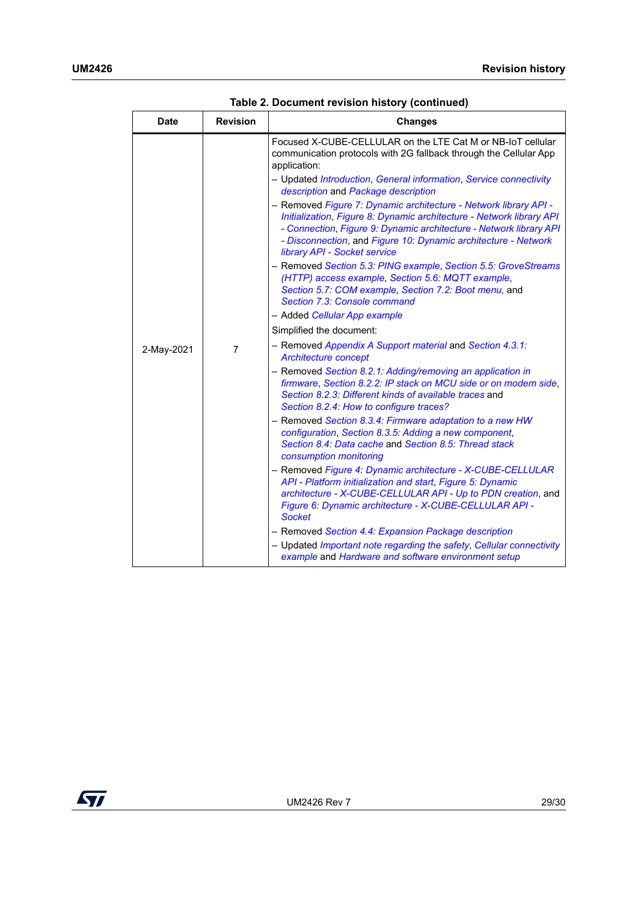Table 2. Document revision history (continued)

| Date | Revision | Changes |
|---|---|---|
| 2-May-2021 | 7 | Focused X-CUBE-CELLULAR on the LTE Cat M or NB-IoT cellular communication protocols with 2G fallback through the Cellular App application:<br>– Updated *Introduction*, *General information*, *Service connectivity description* and *Package description*<br>– Removed *Figure 7: Dynamic architecture - Network library API - Initialization*, *Figure 8: Dynamic architecture - Network library API - Connection*, *Figure 9: Dynamic architecture - Network library API - Disconnection*, and *Figure 10: Dynamic architecture - Network library API - Socket service*<br>– Removed *Section 5.3: PING example*, *Section 5.5: GroveStreams (HTTP) access example*, *Section 5.6: MQTT example*, *Section 5.7: COM example*, *Section 7.2: Boot menu*, and *Section 7.3: Console command*<br>– Added *Cellular App example*<br>Simplified the document:<br>– Removed *Appendix A Support material* and *Section 4.3.1: Architecture concept*<br>– Removed *Section 8.2.1: Adding/removing an application in firmware*, *Section 8.2.2: IP stack on MCU side or on modem side*, *Section 8.2.3: Different kinds of available traces* and *Section 8.2.4: How to configure traces?*<br>– Removed *Section 8.3.4: Firmware adaptation to a new HW configuration*, *Section 8.3.5: Adding a new component*, *Section 8.4: Data cache* and *Section 8.5: Thread stack consumption monitoring*<br>– Removed *Figure 4: Dynamic architecture - X-CUBE-CELLULAR API - Platform initialization and start*, *Figure 5: Dynamic architecture - X-CUBE-CELLULAR API - Up to PDN creation*, and *Figure 6: Dynamic architecture - X-CUBE-CELLULAR API - Socket*<br>– Removed *Section 4.4: Expansion Package description*<br>– Updated *Important note regarding the safety*, *Cellular connectivity example* and *Hardware and software environment setup* |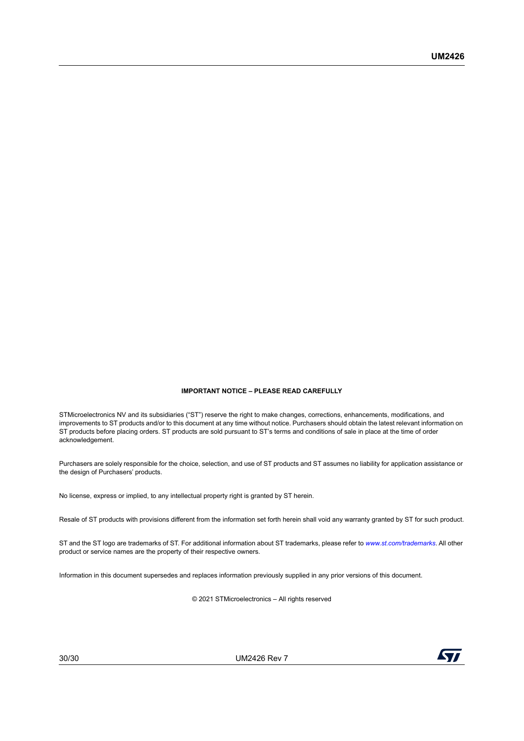**IMPORTANT NOTICE – PLEASE READ CAREFULLY**

STMicroelectronics NV and its subsidiaries (“ST”) reserve the right to make changes, corrections, enhancements, modifications, and improvements to ST products and/or to this document at any time without notice. Purchasers should obtain the latest relevant information on ST products before placing orders. ST products are sold pursuant to ST’s terms and conditions of sale in place at the time of order acknowledgement.

Purchasers are solely responsible for the choice, selection, and use of ST products and ST assumes no liability for application assistance or the design of Purchasers’ products.

No license, express or implied, to any intellectual property right is granted by ST herein.

Resale of ST products with provisions different from the information set forth herein shall void any warranty granted by ST for such product.

ST and the ST logo are trademarks of ST. For additional information about ST trademarks, please refer to *www.st.com/trademarks*. All other product or service names are the property of their respective owners.

Information in this document supersedes and replaces information previously supplied in any prior versions of this document.

© 2021 STMicroelectronics – All rights reserved